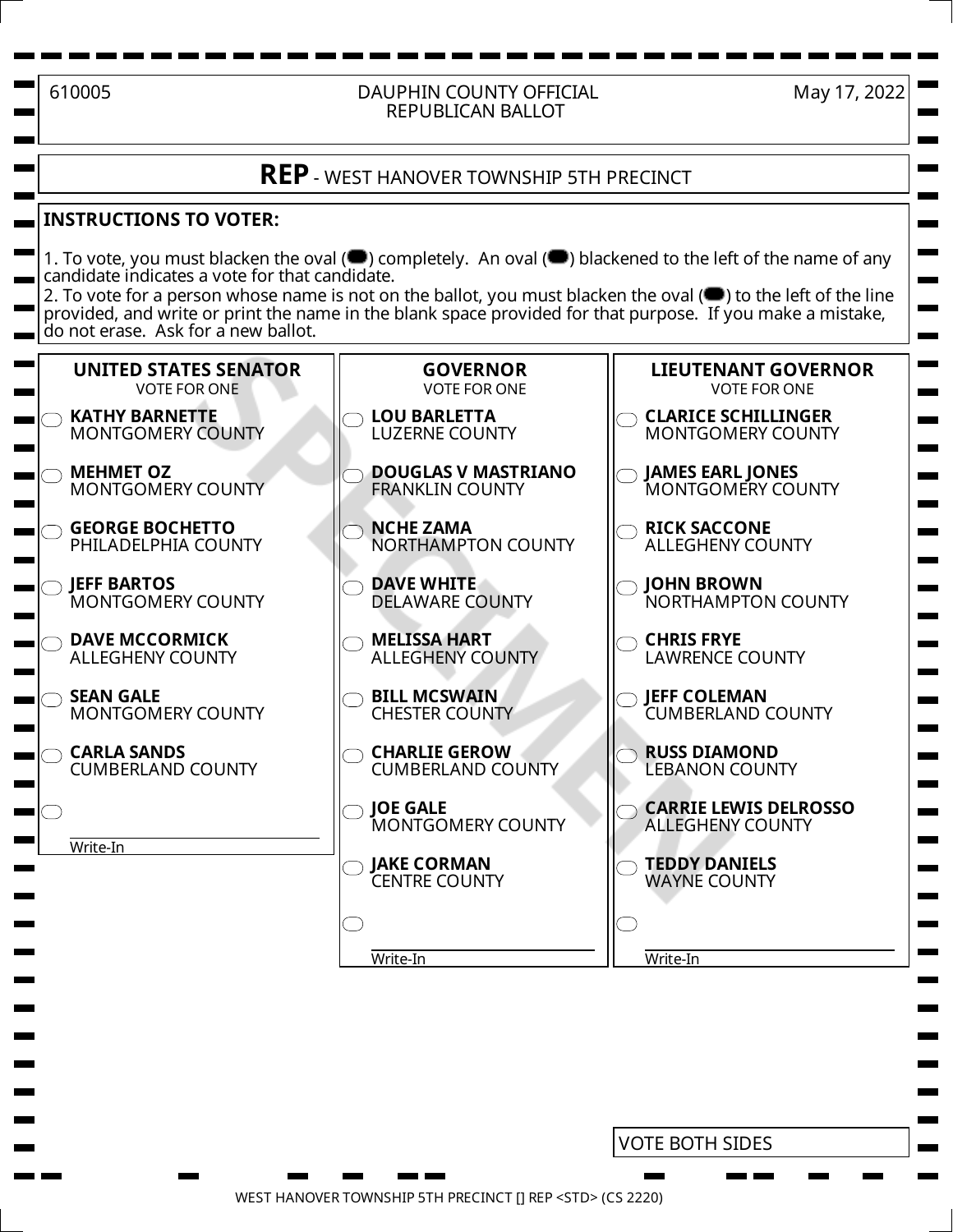610005

DAUPHIN COUNTY OFFICIAL
REPUBLICAN BALLOT

May 17, 2022

# **REP** - WEST HANOVER TOWNSHIP 5TH PRECINCT

**INSTRUCTIONS TO VOTER:**

1. To vote, you must blacken the oval (⬬) completely. An oval (⬬) blackened to the left of the name of any candidate indicates a vote for that candidate.
2. To vote for a person whose name is not on the ballot, you must blacken the oval (⬬) to the left of the line provided, and write or print the name in the blank space provided for that purpose. If you make a mistake, do not erase. Ask for a new ballot.

## UNITED STATES SENATOR
VOTE FOR ONE

- ⬭ **KATHY BARNETTE** MONTGOMERY COUNTY
- ⬭ **MEHMET OZ** MONTGOMERY COUNTY
- ⬭ **GEORGE BOCHETTO** PHILADELPHIA COUNTY
- ⬭ **JEFF BARTOS** MONTGOMERY COUNTY
- ⬭ **DAVE MCCORMICK** ALLEGHENY COUNTY
- ⬭ **SEAN GALE** MONTGOMERY COUNTY
- ⬭ **CARLA SANDS** CUMBERLAND COUNTY
- ⬭ ________ Write-In

## GOVERNOR
VOTE FOR ONE

- ⬭ **LOU BARLETTA** LUZERNE COUNTY
- ⬭ **DOUGLAS V MASTRIANO** FRANKLIN COUNTY
- ⬭ **NCHE ZAMA** NORTHAMPTON COUNTY
- ⬭ **DAVE WHITE** DELAWARE COUNTY
- ⬭ **MELISSA HART** ALLEGHENY COUNTY
- ⬭ **BILL MCSWAIN** CHESTER COUNTY
- ⬭ **CHARLIE GEROW** CUMBERLAND COUNTY
- ⬭ **JOE GALE** MONTGOMERY COUNTY
- ⬭ **JAKE CORMAN** CENTRE COUNTY
- ⬭ ________ Write-In

## LIEUTENANT GOVERNOR
VOTE FOR ONE

- ⬭ **CLARICE SCHILLINGER** MONTGOMERY COUNTY
- ⬭ **JAMES EARL JONES** MONTGOMERY COUNTY
- ⬭ **RICK SACCONE** ALLEGHENY COUNTY
- ⬭ **JOHN BROWN** NORTHAMPTON COUNTY
- ⬭ **CHRIS FRYE** LAWRENCE COUNTY
- ⬭ **JEFF COLEMAN** CUMBERLAND COUNTY
- ⬭ **RUSS DIAMOND** LEBANON COUNTY
- ⬭ **CARRIE LEWIS DELROSSO** ALLEGHENY COUNTY
- ⬭ **TEDDY DANIELS** WAYNE COUNTY
- ⬭ ________ Write-In

VOTE BOTH SIDES

WEST HANOVER TOWNSHIP 5TH PRECINCT [] REP <STD> (CS 2220)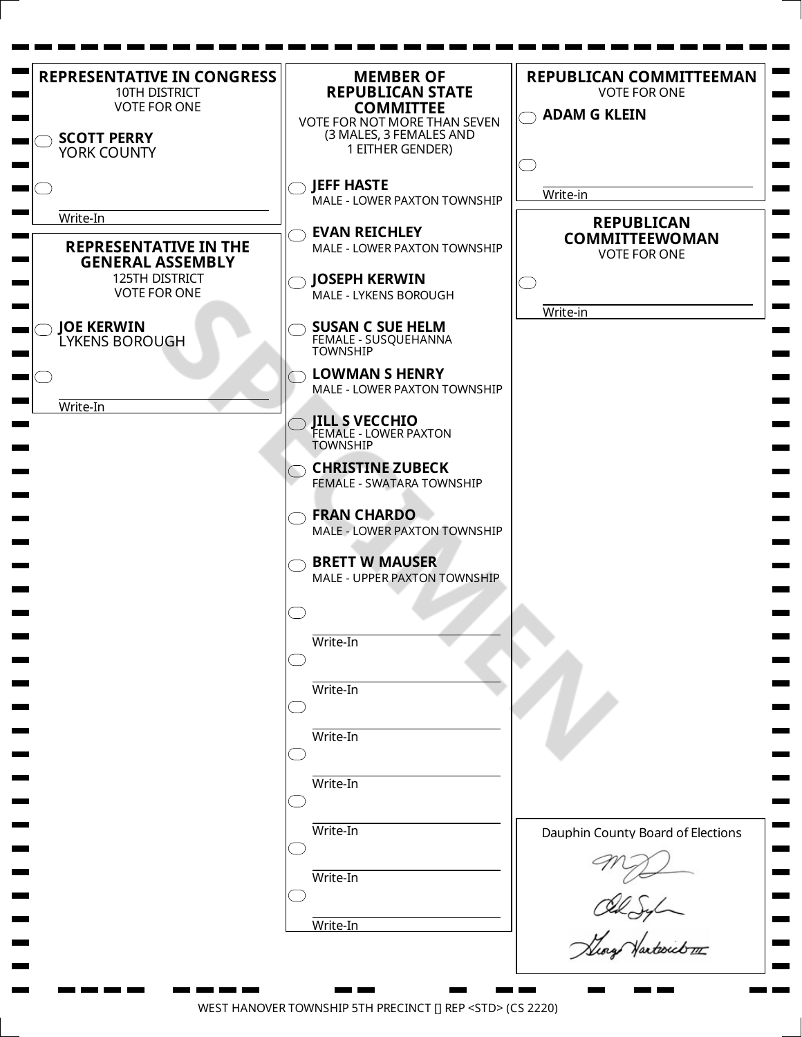## REPRESENTATIVE IN CONGRESS

10TH DISTRICT
VOTE FOR ONE

- **SCOTT PERRY**
  YORK COUNTY
- Write-In

## REPRESENTATIVE IN THE GENERAL ASSEMBLY

125TH DISTRICT
VOTE FOR ONE

- **JOE KERWIN**
  LYKENS BOROUGH
- Write-In

## MEMBER OF REPUBLICAN STATE COMMITTEE

VOTE FOR NOT MORE THAN SEVEN
(3 MALES, 3 FEMALES AND
1 EITHER GENDER)

- **JEFF HASTE**
  MALE - LOWER PAXTON TOWNSHIP
- **EVAN REICHLEY**
  MALE - LOWER PAXTON TOWNSHIP
- **JOSEPH KERWIN**
  MALE - LYKENS BOROUGH
- **SUSAN C SUE HELM**
  FEMALE - SUSQUEHANNA TOWNSHIP
- **LOWMAN S HENRY**
  MALE - LOWER PAXTON TOWNSHIP
- **JILL S VECCHIO**
  FEMALE - LOWER PAXTON TOWNSHIP
- **CHRISTINE ZUBECK**
  FEMALE - SWATARA TOWNSHIP
- **FRAN CHARDO**
  MALE - LOWER PAXTON TOWNSHIP
- **BRETT W MAUSER**
  MALE - UPPER PAXTON TOWNSHIP
- Write-In
- Write-In
- Write-In
- Write-In
- Write-In
- Write-In
- Write-In

## REPUBLICAN COMMITTEEMAN

VOTE FOR ONE

- **ADAM G KLEIN**
- Write-in

## REPUBLICAN COMMITTEEWOMAN

VOTE FOR ONE

- Write-in

Dauphin County Board of Elections

SPECIMEN

WEST HANOVER TOWNSHIP 5TH PRECINCT [] REP <STD> (CS 2220)